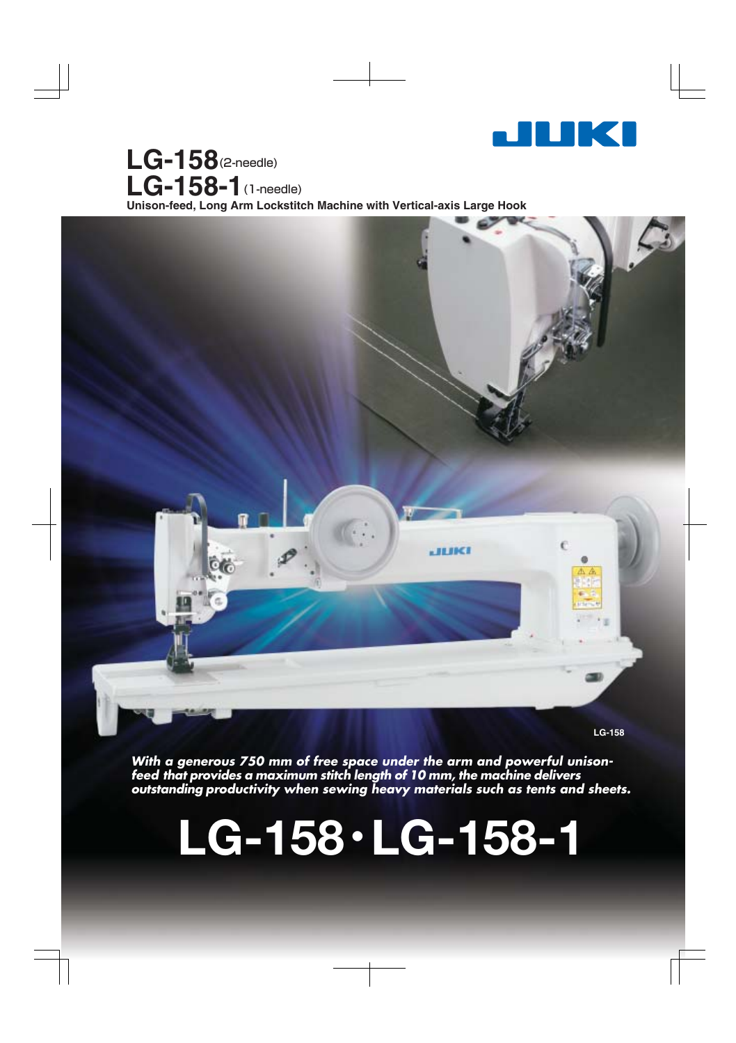# LG-158 (2-needle)
# LG-158-1 (1-needle)

**Unison-feed, Long Arm Lockstitch Machine with Vertical-axis Large Hook**

LG-158

***With a generous 750 mm of free space under the arm and powerful unison-feed that provides a maximum stitch length of 10 mm, the machine delivers outstanding productivity when sewing heavy materials such as tents and sheets.***

# LG-158・LG-158-1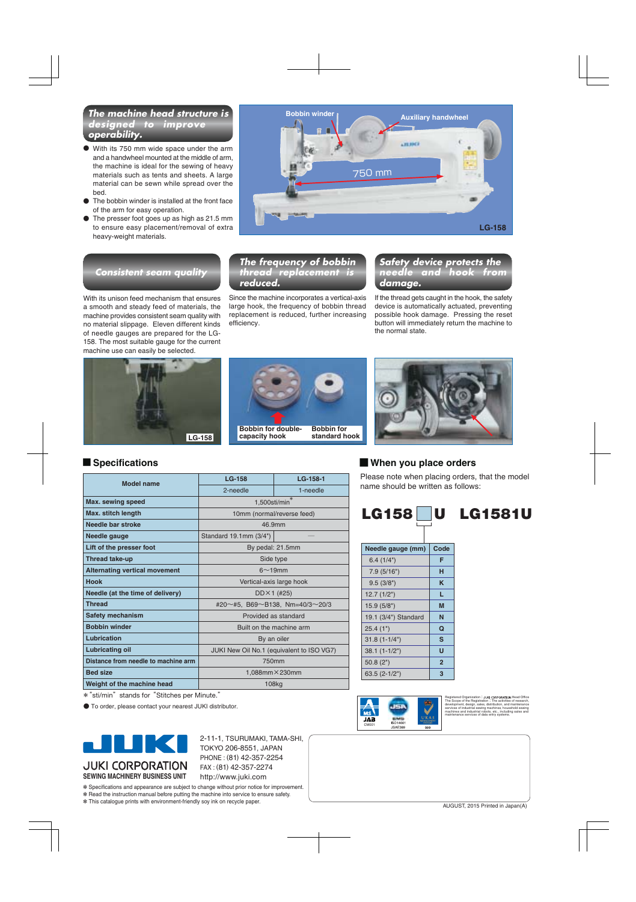## The machine head structure is designed to improve operability.

- With its 750 mm wide space under the arm and a handwheel mounted at the middle of arm, the machine is ideal for the sewing of heavy materials such as tents and sheets. A large material can be sewn while spread over the bed.
- The bobbin winder is installed at the front face of the arm for easy operation.
- The presser foot goes up as high as 21.5 mm to ensure easy placement/removal of extra heavy-weight materials.

Bobbin winder
Auxiliary handwheel
750 mm
LG-158

## Consistent seam quality

With its unison feed mechanism that ensures a smooth and steady feed of materials, the machine provides consistent seam quality with no material slippage. Eleven different kinds of needle gauges are prepared for the LG-158. The most suitable gauge for the current machine use can easily be selected.

LG-158

## The frequency of bobbin thread replacement is reduced.

Since the machine incorporates a vertical-axis large hook, the frequency of bobbin thread replacement is reduced, further increasing efficiency.

Bobbin for double-capacity hook
Bobbin for standard hook

## Safety device protects the needle and hook from damage.

If the thread gets caught in the hook, the safety device is automatically actuated, preventing possible hook damage. Pressing the reset button will immediately return the machine to the normal state.

## Specifications

| Model name | LG-158 | LG-158-1 |
|---|---|---|
| | 2-needle | 1-needle |
| Max. sewing speed | 1,500sti/min* | |
| Max. stitch length | 10mm (normal/reverse feed) | |
| Needle bar stroke | 46.9mm | |
| Needle gauge | Standard 19.1mm (3/4") | — |
| Lift of the presser foot | By pedal: 21.5mm | |
| Thread take-up | Side type | |
| Alternating vertical movement | 6〜19mm | |
| Hook | Vertical-axis large hook | |
| Needle (at the time of delivery) | DD×1 (#25) | |
| Thread | #20〜#5, B69〜B138, Nm=40/3〜20/3 | |
| Safety mechanism | Provided as standard | |
| Bobbin winder | Built on the machine arm | |
| Lubrication | By an oiler | |
| Lubricating oil | JUKI New Oil No.1 (equivalent to ISO VG7) | |
| Distance from needle to machine arm | 750mm | |
| Bed size | 1,088mm×230mm | |
| Weight of the machine head | 108kg | |

＊"sti/min" stands for "Stitches per Minute."

● To order, please contact your nearest JUKI distributor.

## When you place orders

Please note when placing orders, that the model name should be written as follows:

**LG158 □ U　LG1581U**

| Needle gauge (mm) | Code |
|---|---|
| 6.4 (1/4") | F |
| 7.9 (5/16") | H |
| 9.5 (3/8") | K |
| 12.7 (1/2") | L |
| 15.9 (5/8") | M |
| 19.1 (3/4") Standard | N |
| 25.4 (1") | Q |
| 31.8 (1-1/4") | S |
| 38.1 (1-1/2") | U |
| 50.8 (2") | 2 |
| 63.5 (2-1/2") | 3 |

Registered Organization : JUKI CORPORATION Head Office
The Scope of the Registration : The activities of research, development, design, sales, distribution, and maintenance services of industrial sewing machines, household sewing machines and industrial robots, etc., including sales and maintenance services of data entry systems.

JUKI CORPORATION
SEWING MACHINERY BUSINESS UNIT

2-11-1, TSURUMAKI, TAMA-SHI, TOKYO 206-8551, JAPAN
PHONE : (81) 42-357-2254
FAX : (81) 42-357-2274
http://www.juki.com

＊Specifications and appearance are subject to change without prior notice for improvement.
＊Read the instruction manual before putting the machine into service to ensure safety.
＊This catalogue prints with environment-friendly soy ink on recycle paper.

AUGUST, 2015 Printed in Japan(A)